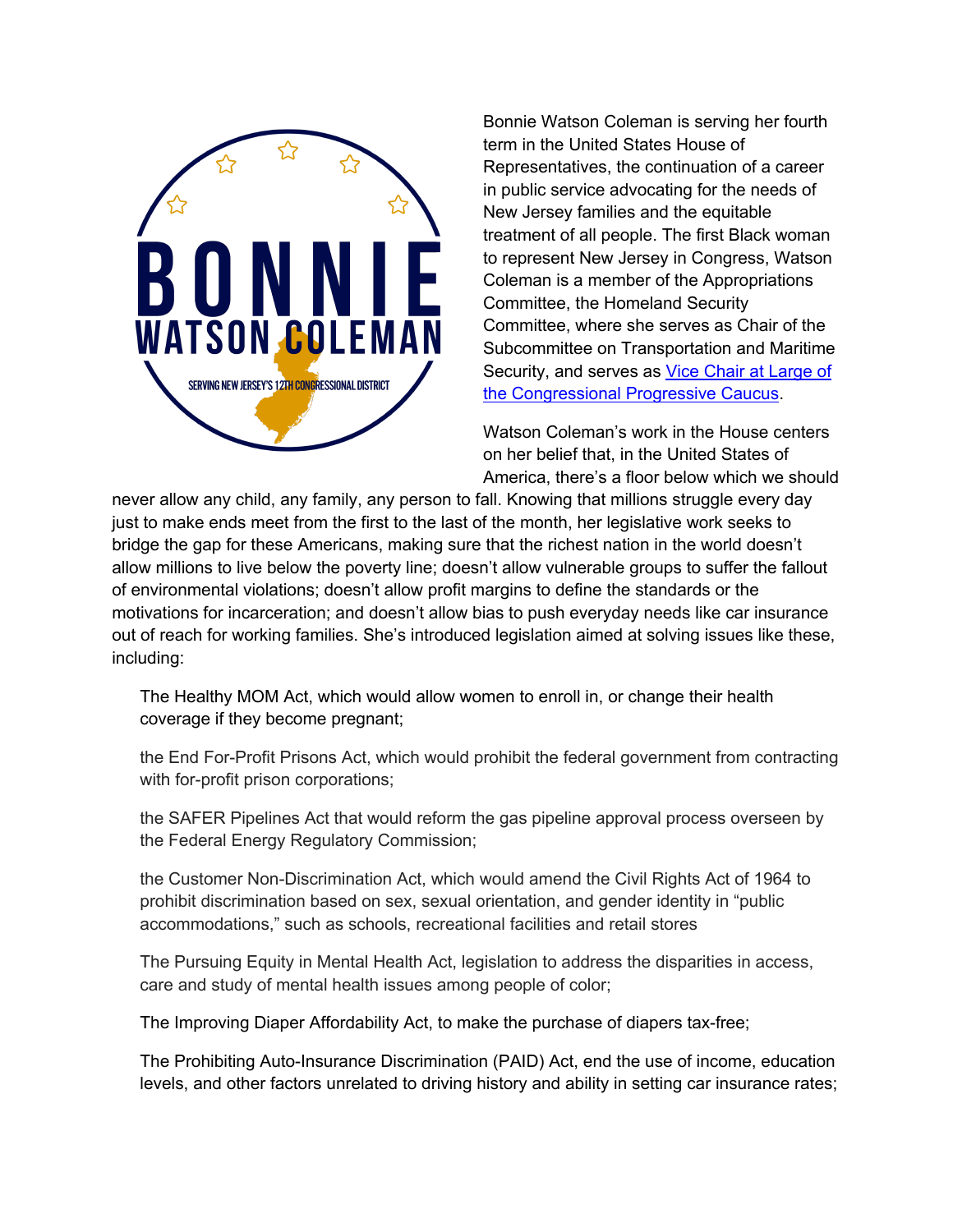Bonnie Watson Coleman is serving her fourth term in the United States House of Representatives, the continuation of a career in public service advocating for the needs of New Jersey families and the equitable treatment of all people. The first Black woman to represent New Jersey in Congress, Watson Coleman is a member of the Appropriations Committee, the Homeland Security Committee, where she serves as Chair of the Subcommittee on Transportation and Maritime Security, and serves as [Vice Chair at Large of the Congressional Progressive Caucus](#).

Watson Coleman's work in the House centers on her belief that, in the United States of America, there's a floor below which we should never allow any child, any family, any person to fall. Knowing that millions struggle every day just to make ends meet from the first to the last of the month, her legislative work seeks to bridge the gap for these Americans, making sure that the richest nation in the world doesn't allow millions to live below the poverty line; doesn't allow vulnerable groups to suffer the fallout of environmental violations; doesn't allow profit margins to define the standards or the motivations for incarceration; and doesn't allow bias to push everyday needs like car insurance out of reach for working families. She's introduced legislation aimed at solving issues like these, including:

The Healthy MOM Act, which would allow women to enroll in, or change their health coverage if they become pregnant;

the End For-Profit Prisons Act, which would prohibit the federal government from contracting with for-profit prison corporations;

the SAFER Pipelines Act that would reform the gas pipeline approval process overseen by the Federal Energy Regulatory Commission;

the Customer Non-Discrimination Act, which would amend the Civil Rights Act of 1964 to prohibit discrimination based on sex, sexual orientation, and gender identity in "public accommodations," such as schools, recreational facilities and retail stores

The Pursuing Equity in Mental Health Act, legislation to address the disparities in access, care and study of mental health issues among people of color;

The Improving Diaper Affordability Act, to make the purchase of diapers tax-free;

The Prohibiting Auto-Insurance Discrimination (PAID) Act, end the use of income, education levels, and other factors unrelated to driving history and ability in setting car insurance rates;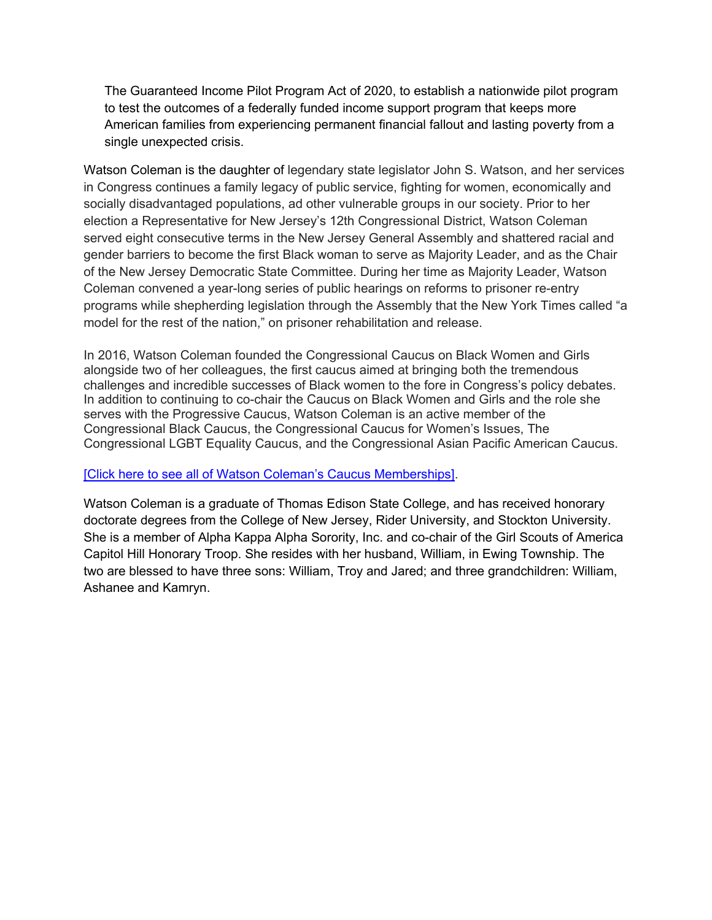The Guaranteed Income Pilot Program Act of 2020, to establish a nationwide pilot program to test the outcomes of a federally funded income support program that keeps more American families from experiencing permanent financial fallout and lasting poverty from a single unexpected crisis.

Watson Coleman is the daughter of legendary state legislator John S. Watson, and her services in Congress continues a family legacy of public service, fighting for women, economically and socially disadvantaged populations, ad other vulnerable groups in our society. Prior to her election a Representative for New Jersey's 12th Congressional District, Watson Coleman served eight consecutive terms in the New Jersey General Assembly and shattered racial and gender barriers to become the first Black woman to serve as Majority Leader, and as the Chair of the New Jersey Democratic State Committee. During her time as Majority Leader, Watson Coleman convened a year-long series of public hearings on reforms to prisoner re-entry programs while shepherding legislation through the Assembly that the New York Times called "a model for the rest of the nation," on prisoner rehabilitation and release.

In 2016, Watson Coleman founded the Congressional Caucus on Black Women and Girls alongside two of her colleagues, the first caucus aimed at bringing both the tremendous challenges and incredible successes of Black women to the fore in Congress's policy debates. In addition to continuing to co-chair the Caucus on Black Women and Girls and the role she serves with the Progressive Caucus, Watson Coleman is an active member of the Congressional Black Caucus, the Congressional Caucus for Women's Issues, The Congressional LGBT Equality Caucus, and the Congressional Asian Pacific American Caucus.

[Click here to see all of Watson Coleman's Caucus Memberships].

Watson Coleman is a graduate of Thomas Edison State College, and has received honorary doctorate degrees from the College of New Jersey, Rider University, and Stockton University. She is a member of Alpha Kappa Alpha Sorority, Inc. and co-chair of the Girl Scouts of America Capitol Hill Honorary Troop. She resides with her husband, William, in Ewing Township. The two are blessed to have three sons: William, Troy and Jared; and three grandchildren: William, Ashanee and Kamryn.